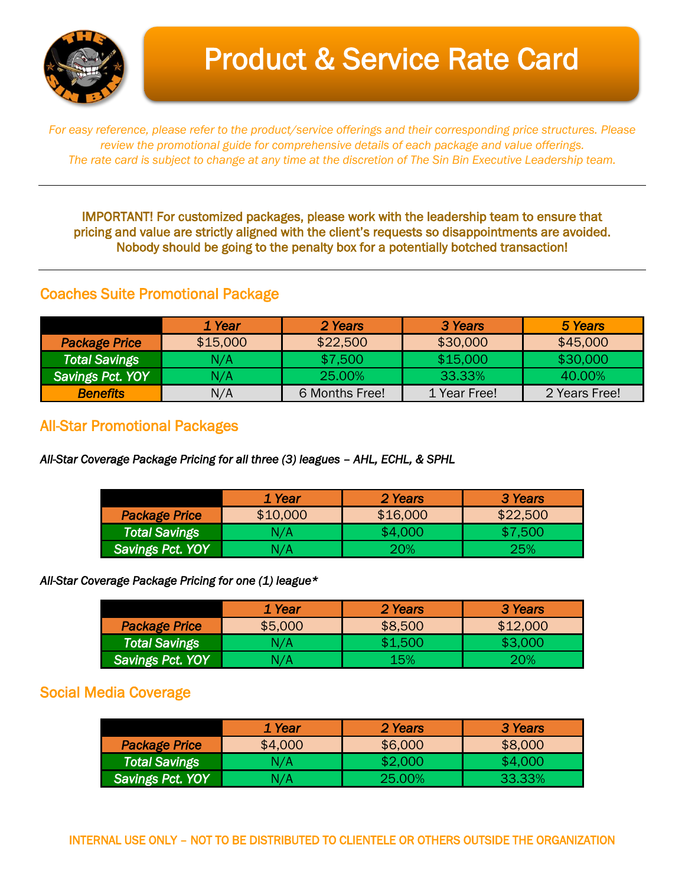# Product & Service Rate Card

*For easy reference, please refer to the product/service offerings and their corresponding price structures. Please review the promotional guide for comprehensive details of each package and value offerings.*
*The rate card is subject to change at any time at the discretion of The Sin Bin Executive Leadership team.*

---

**IMPORTANT! For customized packages, please work with the leadership team to ensure that pricing and value are strictly aligned with the client's requests so disappointments are avoided. Nobody should be going to the penalty box for a potentially botched transaction!**

---

## Coaches Suite Promotional Package

| | 1 Year | 2 Years | 3 Years | 5 Years |
|---|---|---|---|---|
| **Package Price** | $15,000 | $22,500 | $30,000 | $45,000 |
| **Total Savings** | N/A | $7,500 | $15,000 | $30,000 |
| **Savings Pct. YOY** | N/A | 25.00% | 33.33% | 40.00% |
| **Benefits** | N/A | 6 Months Free! | 1 Year Free! | 2 Years Free! |

## All-Star Promotional Packages

*All-Star Coverage Package Pricing for all three (3) leagues – AHL, ECHL, & SPHL*

| | 1 Year | 2 Years | 3 Years |
|---|---|---|---|
| **Package Price** | $10,000 | $16,000 | $22,500 |
| **Total Savings** | N/A | $4,000 | $7,500 |
| **Savings Pct. YOY** | N/A | 20% | 25% |

*All-Star Coverage Package Pricing for one (1) league**

| | 1 Year | 2 Years | 3 Years |
|---|---|---|---|
| **Package Price** | $5,000 | $8,500 | $12,000 |
| **Total Savings** | N/A | $1,500 | $3,000 |
| **Savings Pct. YOY** | N/A | 15% | 20% |

## Social Media Coverage

| | 1 Year | 2 Years | 3 Years |
|---|---|---|---|
| **Package Price** | $4,000 | $6,000 | $8,000 |
| **Total Savings** | N/A | $2,000 | $4,000 |
| **Savings Pct. YOY** | N/A | 25.00% | 33.33% |

INTERNAL USE ONLY – NOT TO BE DISTRIBUTED TO CLIENTELE OR OTHERS OUTSIDE THE ORGANIZATION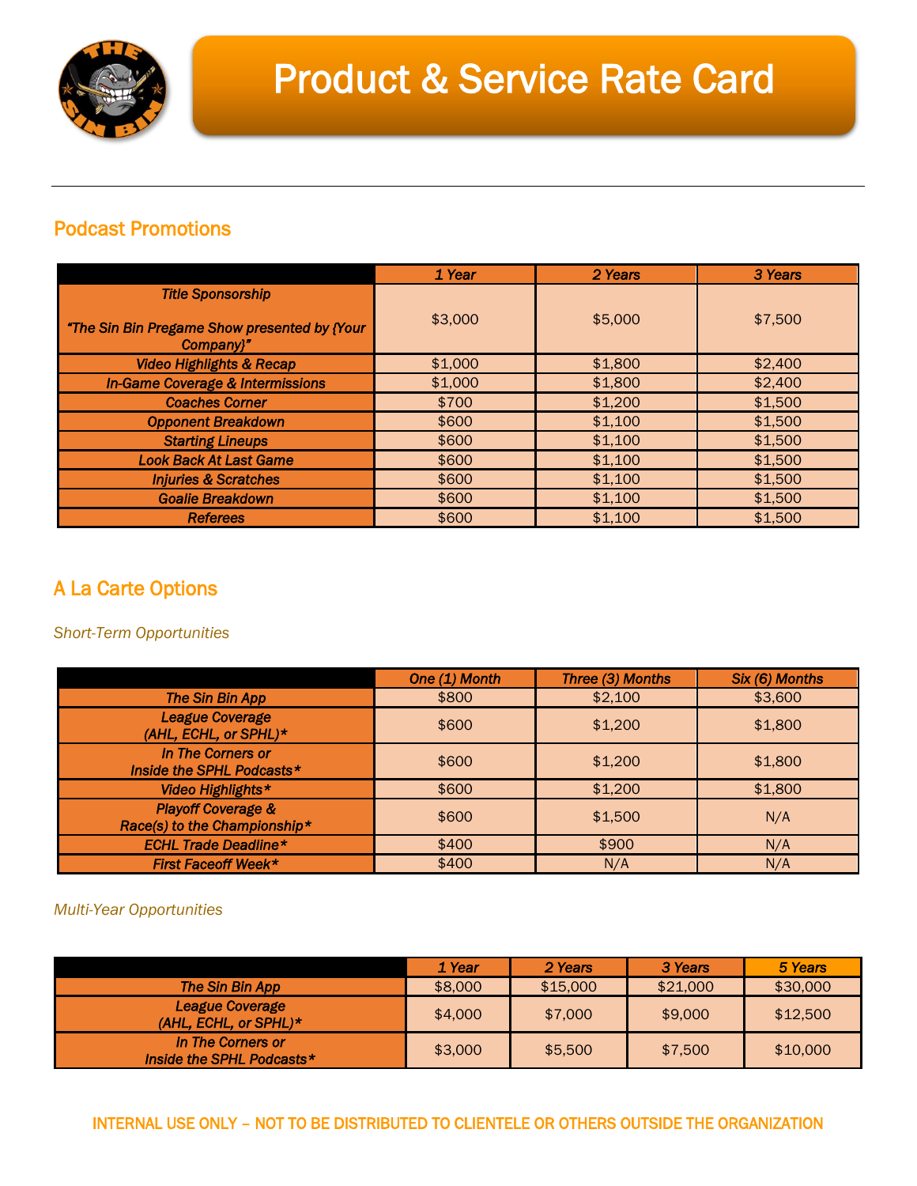# Product & Service Rate Card

## Podcast Promotions

| | 1 Year | 2 Years | 3 Years |
|---|---|---|---|
| *Title Sponsorship* *"The Sin Bin Pregame Show presented by {Your Company}"* | $3,000 | $5,000 | $7,500 |
| *Video Highlights & Recap* | $1,000 | $1,800 | $2,400 |
| *In-Game Coverage & Intermissions* | $1,000 | $1,800 | $2,400 |
| *Coaches Corner* | $700 | $1,200 | $1,500 |
| *Opponent Breakdown* | $600 | $1,100 | $1,500 |
| *Starting Lineups* | $600 | $1,100 | $1,500 |
| *Look Back At Last Game* | $600 | $1,100 | $1,500 |
| *Injuries & Scratches* | $600 | $1,100 | $1,500 |
| *Goalie Breakdown* | $600 | $1,100 | $1,500 |
| *Referees* | $600 | $1,100 | $1,500 |

## A La Carte Options

*Short-Term Opportunities*

| | One (1) Month | Three (3) Months | Six (6) Months |
|---|---|---|---|
| *The Sin Bin App* | $800 | $2,100 | $3,600 |
| *League Coverage (AHL, ECHL, or SPHL)** | $600 | $1,200 | $1,800 |
| *In The Corners or Inside the SPHL Podcasts** | $600 | $1,200 | $1,800 |
| *Video Highlights** | $600 | $1,200 | $1,800 |
| *Playoff Coverage & Race(s) to the Championship** | $600 | $1,500 | N/A |
| *ECHL Trade Deadline** | $400 | $900 | N/A |
| *First Faceoff Week** | $400 | N/A | N/A |

*Multi-Year Opportunities*

| | 1 Year | 2 Years | 3 Years | 5 Years |
|---|---|---|---|---|
| *The Sin Bin App* | $8,000 | $15,000 | $21,000 | $30,000 |
| *League Coverage (AHL, ECHL, or SPHL)** | $4,000 | $7,000 | $9,000 | $12,500 |
| *In The Corners or Inside the SPHL Podcasts** | $3,000 | $5,500 | $7,500 | $10,000 |

INTERNAL USE ONLY – NOT TO BE DISTRIBUTED TO CLIENTELE OR OTHERS OUTSIDE THE ORGANIZATION